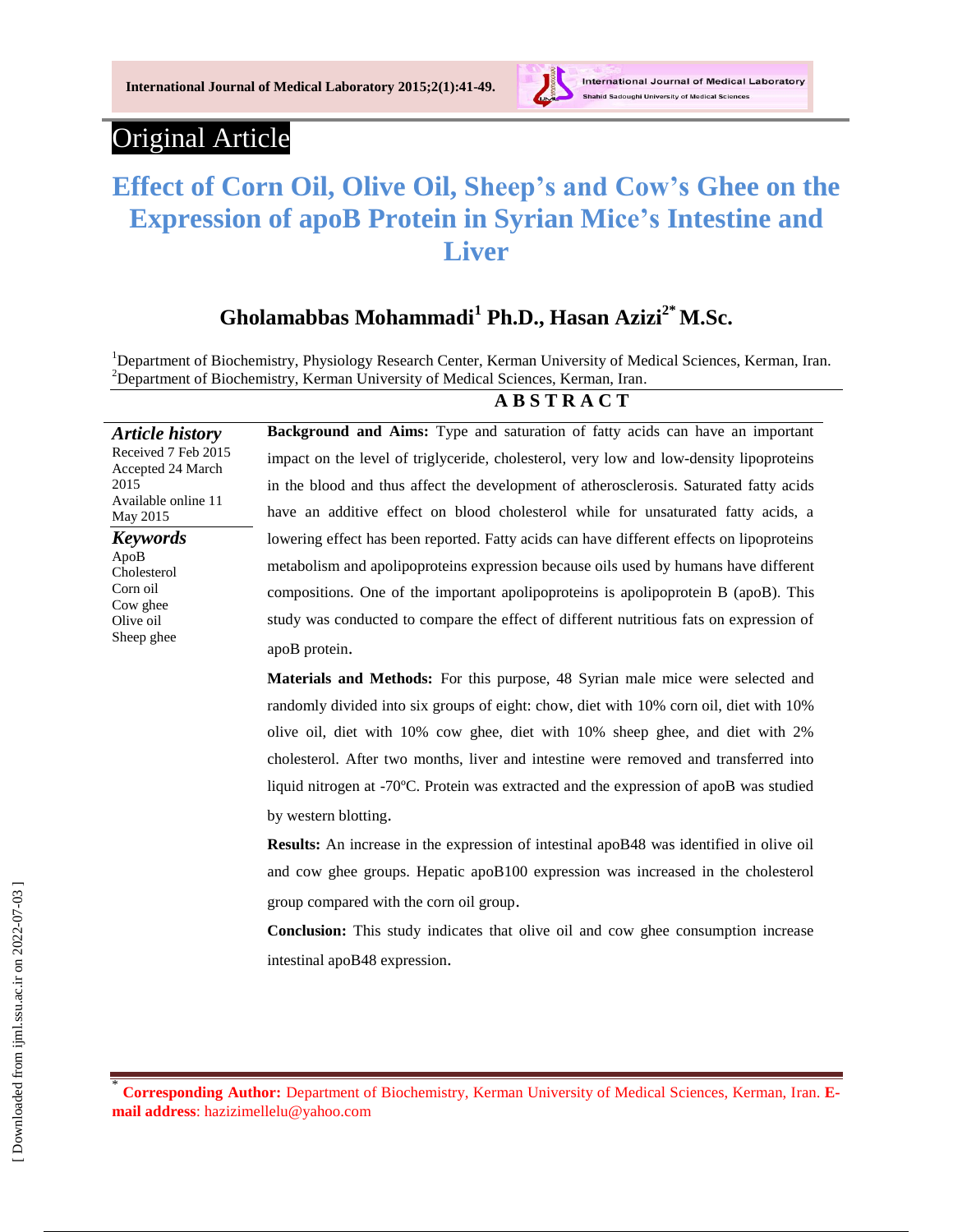Original Article

# Effect of Corn Oil, Olive Oil, Sheep's and Cow's Ghee on the Expression of apoB Protein in Syrian Mice's Intestine and Liver

**Gholamabbas Mohammadi[1] Ph.D., Hasan Azizi[2*] M.Sc.**

[1]Department of Biochemistry, Physiology Research Center, Kerman University of Medical Sciences, Kerman, Iran.
[2]Department of Biochemistry, Kerman University of Medical Sciences, Kerman, Iran.

***Article history***
Received 7 Feb 2015
Accepted 24 March 2015
Available online 11 May 2015

***Keywords***
ApoB
Cholesterol
Corn oil
Cow ghee
Olive oil
Sheep ghee

## ABSTRACT

**Background and Aims:** Type and saturation of fatty acids can have an important impact on the level of triglyceride, cholesterol, very low and low-density lipoproteins in the blood and thus affect the development of atherosclerosis. Saturated fatty acids have an additive effect on blood cholesterol while for unsaturated fatty acids, a lowering effect has been reported. Fatty acids can have different effects on lipoproteins metabolism and apolipoproteins expression because oils used by humans have different compositions. One of the important apolipoproteins is apolipoprotein B (apoB). This study was conducted to compare the effect of different nutritious fats on expression of apoB protein.

**Materials and Methods:** For this purpose, 48 Syrian male mice were selected and randomly divided into six groups of eight: chow, diet with 10% corn oil, diet with 10% olive oil, diet with 10% cow ghee, diet with 10% sheep ghee, and diet with 2% cholesterol. After two months, liver and intestine were removed and transferred into liquid nitrogen at -70°C. Protein was extracted and the expression of apoB was studied by western blotting.

**Results:** An increase in the expression of intestinal apoB48 was identified in olive oil and cow ghee groups. Hepatic apoB100 expression was increased in the cholesterol group compared with the corn oil group.

**Conclusion:** This study indicates that olive oil and cow ghee consumption increase intestinal apoB48 expression.

[*] **Corresponding Author:** Department of Biochemistry, Kerman University of Medical Sciences, Kerman, Iran. **E-mail address**: hazizimellelu@yahoo.com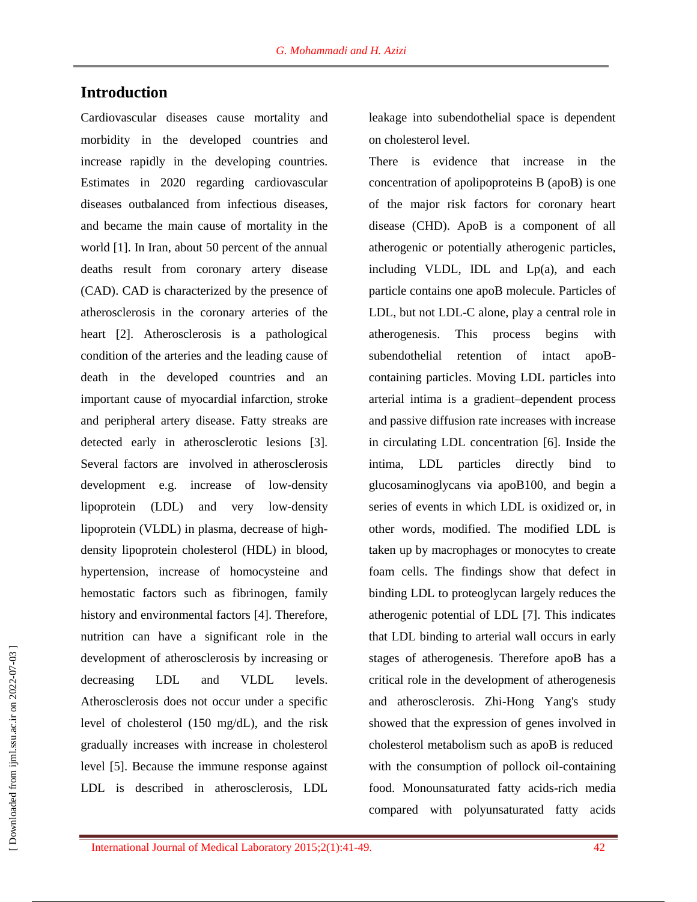## Introduction

Cardiovascular diseases cause mortality and morbidity in the developed countries and increase rapidly in the developing countries. Estimates in 2020 regarding cardiovascular diseases outbalanced from infectious diseases, and became the main cause of mortality in the world [1]. In Iran, about 50 percent of the annual deaths result from coronary artery disease (CAD). CAD is characterized by the presence of atherosclerosis in the coronary arteries of the heart [2]. Atherosclerosis is a pathological condition of the arteries and the leading cause of death in the developed countries and an important cause of myocardial infarction, stroke and peripheral artery disease. Fatty streaks are detected early in atherosclerotic lesions [3]. Several factors are involved in atherosclerosis development e.g. increase of low-density lipoprotein (LDL) and very low-density lipoprotein (VLDL) in plasma, decrease of high-density lipoprotein cholesterol (HDL) in blood, hypertension, increase of homocysteine and hemostatic factors such as fibrinogen, family history and environmental factors [4]. Therefore, nutrition can have a significant role in the development of atherosclerosis by increasing or decreasing LDL and VLDL levels. Atherosclerosis does not occur under a specific level of cholesterol (150 mg/dL), and the risk gradually increases with increase in cholesterol level [5]. Because the immune response against LDL is described in atherosclerosis, LDL leakage into subendothelial space is dependent on cholesterol level.

There is evidence that increase in the concentration of apolipoproteins B (apoB) is one of the major risk factors for coronary heart disease (CHD). ApoB is a component of all atherogenic or potentially atherogenic particles, including VLDL, IDL and Lp(a), and each particle contains one apoB molecule. Particles of LDL, but not LDL-C alone, play a central role in atherogenesis. This process begins with subendothelial retention of intact apoB-containing particles. Moving LDL particles into arterial intima is a gradient–dependent process and passive diffusion rate increases with increase in circulating LDL concentration [6]. Inside the intima, LDL particles directly bind to glucosaminoglycans via apoB100, and begin a series of events in which LDL is oxidized or, in other words, modified. The modified LDL is taken up by macrophages or monocytes to create foam cells. The findings show that defect in binding LDL to proteoglycan largely reduces the atherogenic potential of LDL [7]. This indicates that LDL binding to arterial wall occurs in early stages of atherogenesis. Therefore apoB has a critical role in the development of atherogenesis and atherosclerosis. Zhi-Hong Yang's study showed that the expression of genes involved in cholesterol metabolism such as apoB is reduced with the consumption of pollock oil-containing food. Monounsaturated fatty acids-rich media compared with polyunsaturated fatty acids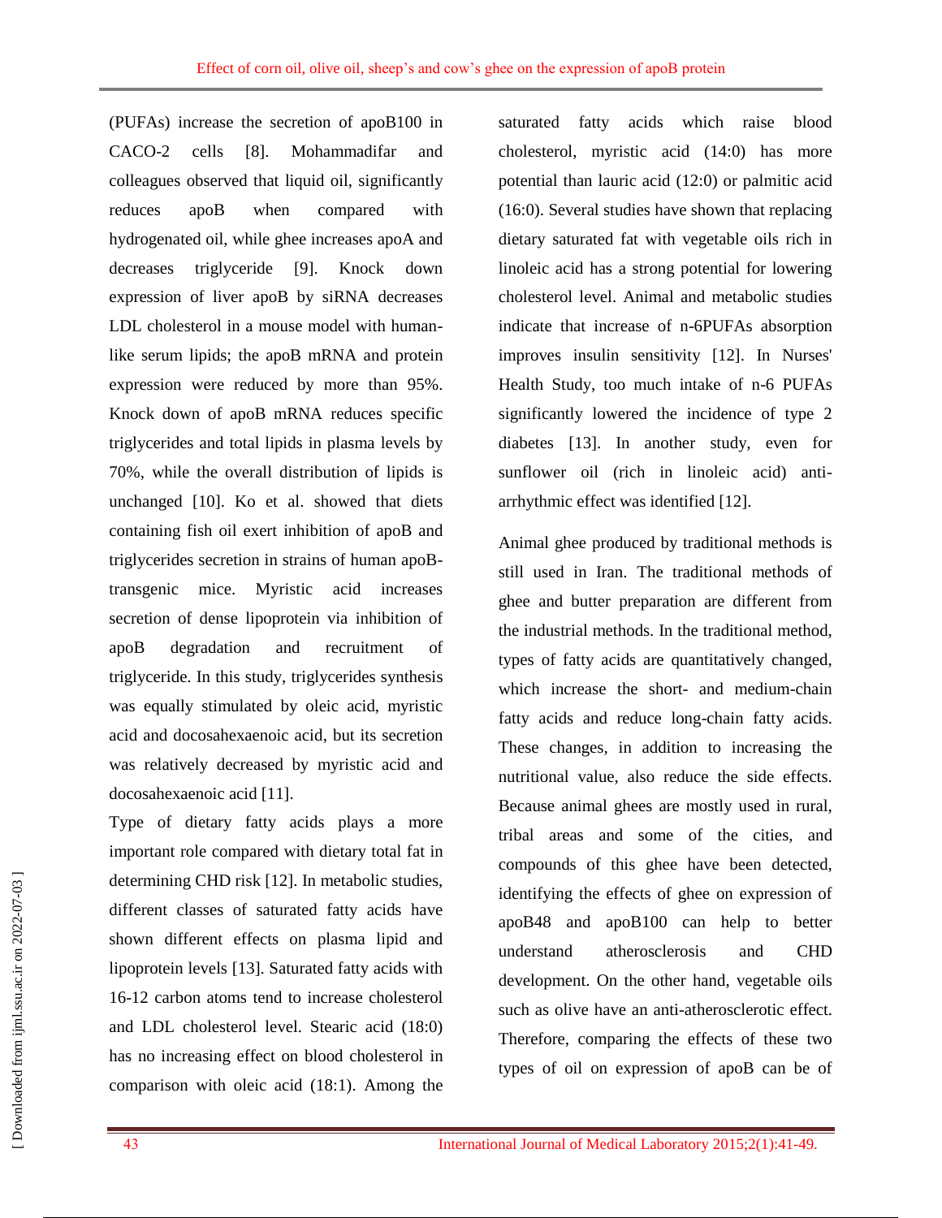(PUFAs) increase the secretion of apoB100 in CACO-2 cells [8]. Mohammadifar and colleagues observed that liquid oil, significantly reduces apoB when compared with hydrogenated oil, while ghee increases apoA and decreases triglyceride [9]. Knock down expression of liver apoB by siRNA decreases LDL cholesterol in a mouse model with human-like serum lipids; the apoB mRNA and protein expression were reduced by more than 95%. Knock down of apoB mRNA reduces specific triglycerides and total lipids in plasma levels by 70%, while the overall distribution of lipids is unchanged [10]. Ko et al. showed that diets containing fish oil exert inhibition of apoB and triglycerides secretion in strains of human apoB-transgenic mice. Myristic acid increases secretion of dense lipoprotein via inhibition of apoB degradation and recruitment of triglyceride. In this study, triglycerides synthesis was equally stimulated by oleic acid, myristic acid and docosahexaenoic acid, but its secretion was relatively decreased by myristic acid and docosahexaenoic acid [11].

Type of dietary fatty acids plays a more important role compared with dietary total fat in determining CHD risk [12]. In metabolic studies, different classes of saturated fatty acids have shown different effects on plasma lipid and lipoprotein levels [13]. Saturated fatty acids with 16-12 carbon atoms tend to increase cholesterol and LDL cholesterol level. Stearic acid (18:0) has no increasing effect on blood cholesterol in comparison with oleic acid (18:1). Among the saturated fatty acids which raise blood cholesterol, myristic acid (14:0) has more potential than lauric acid (12:0) or palmitic acid (16:0). Several studies have shown that replacing dietary saturated fat with vegetable oils rich in linoleic acid has a strong potential for lowering cholesterol level. Animal and metabolic studies indicate that increase of n-6PUFAs absorption improves insulin sensitivity [12]. In Nurses' Health Study, too much intake of n-6 PUFAs significantly lowered the incidence of type 2 diabetes [13]. In another study, even for sunflower oil (rich in linoleic acid) anti-arrhythmic effect was identified [12].

Animal ghee produced by traditional methods is still used in Iran. The traditional methods of ghee and butter preparation are different from the industrial methods. In the traditional method, types of fatty acids are quantitatively changed, which increase the short- and medium-chain fatty acids and reduce long-chain fatty acids. These changes, in addition to increasing the nutritional value, also reduce the side effects. Because animal ghees are mostly used in rural, tribal areas and some of the cities, and compounds of this ghee have been detected, identifying the effects of ghee on expression of apoB48 and apoB100 can help to better understand atherosclerosis and CHD development. On the other hand, vegetable oils such as olive have an anti-atherosclerotic effect. Therefore, comparing the effects of these two types of oil on expression of apoB can be of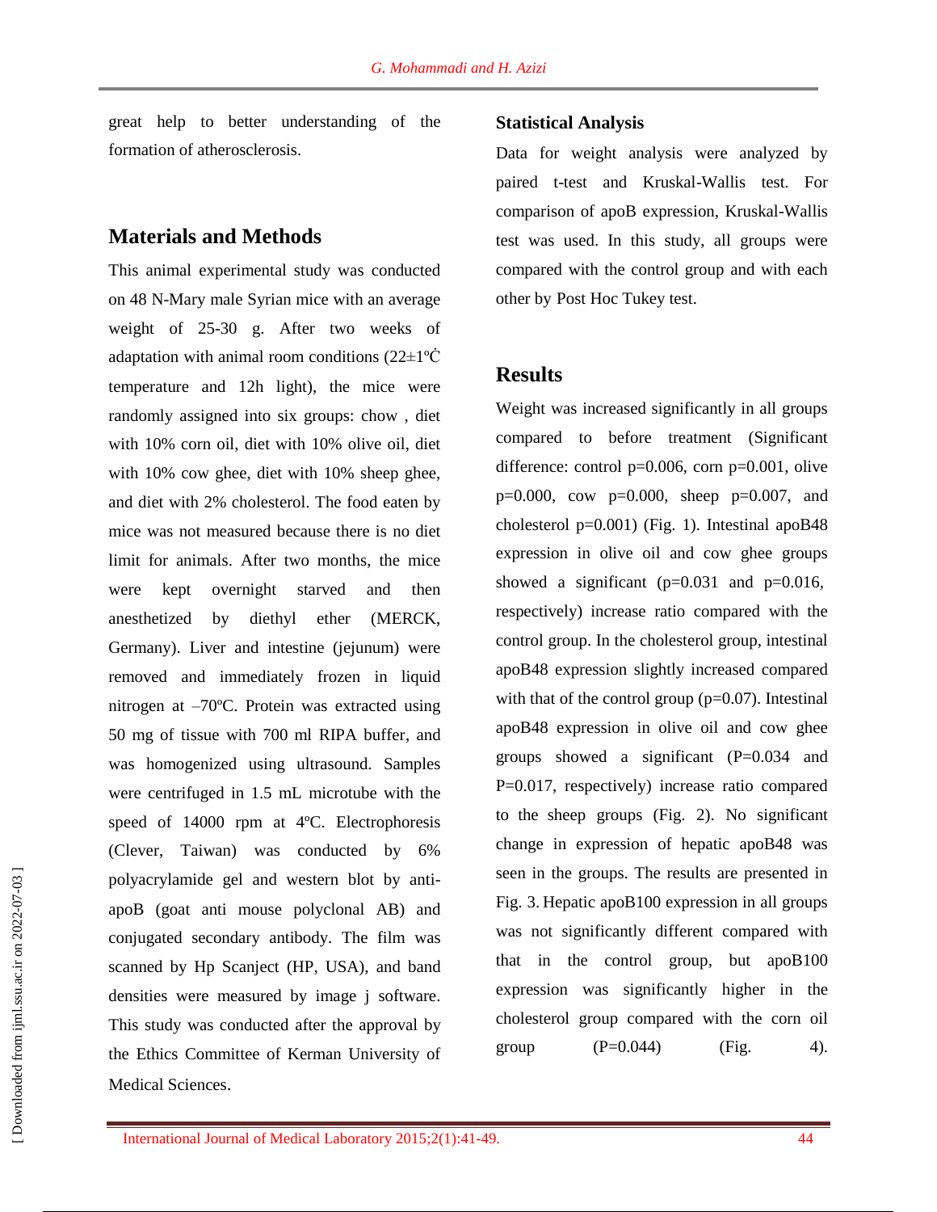great help to better understanding of the formation of atherosclerosis.

## Materials and Methods

This animal experimental study was conducted on 48 N-Mary male Syrian mice with an average weight of 25-30 g. After two weeks of adaptation with animal room conditions (22±1ºĊ temperature and 12h light), the mice were randomly assigned into six groups: chow , diet with 10% corn oil, diet with 10% olive oil, diet with 10% cow ghee, diet with 10% sheep ghee, and diet with 2% cholesterol. The food eaten by mice was not measured because there is no diet limit for animals. After two months, the mice were kept overnight starved and then anesthetized by diethyl ether (MERCK, Germany). Liver and intestine (jejunum) were removed and immediately frozen in liquid nitrogen at –70ºC. Protein was extracted using 50 mg of tissue with 700 ml RIPA buffer, and was homogenized using ultrasound. Samples were centrifuged in 1.5 mL microtube with the speed of 14000 rpm at 4ºC. Electrophoresis (Clever, Taiwan) was conducted by 6% polyacrylamide gel and western blot by anti-apoB (goat anti mouse polyclonal AB) and conjugated secondary antibody. The film was scanned by Hp Scanject (HP, USA), and band densities were measured by image j software. This study was conducted after the approval by the Ethics Committee of Kerman University of Medical Sciences.

### Statistical Analysis

Data for weight analysis were analyzed by paired t-test and Kruskal-Wallis test. For comparison of apoB expression, Kruskal-Wallis test was used. In this study, all groups were compared with the control group and with each other by Post Hoc Tukey test.

## Results

Weight was increased significantly in all groups compared to before treatment (Significant difference: control p=0.006, corn p=0.001, olive p=0.000, cow p=0.000, sheep p=0.007, and cholesterol p=0.001) (Fig. 1). Intestinal apoB48 expression in olive oil and cow ghee groups showed a significant (p=0.031 and p=0.016, respectively) increase ratio compared with the control group. In the cholesterol group, intestinal apoB48 expression slightly increased compared with that of the control group (p=0.07). Intestinal apoB48 expression in olive oil and cow ghee groups showed a significant (P=0.034 and P=0.017, respectively) increase ratio compared to the sheep groups (Fig. 2). No significant change in expression of hepatic apoB48 was seen in the groups. The results are presented in Fig. 3. Hepatic apoB100 expression in all groups was not significantly different compared with that in the control group, but apoB100 expression was significantly higher in the cholesterol group compared with the corn oil group (P=0.044) (Fig. 4).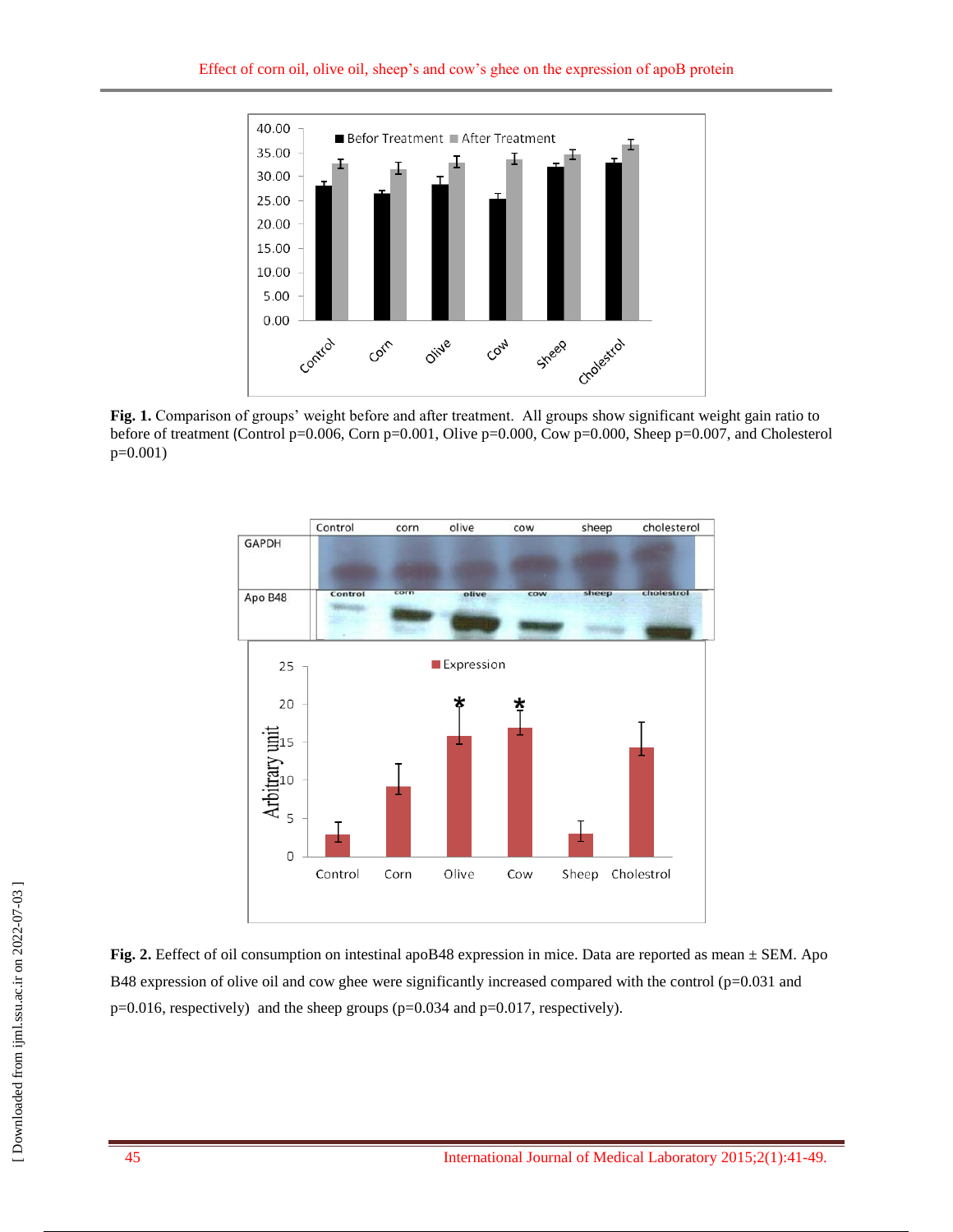**Fig. 1.** Comparison of groups' weight before and after treatment. All groups show significant weight gain ratio to before of treatment (Control p=0.006, Corn p=0.001, Olive p=0.000, Cow p=0.000, Sheep p=0.007, and Cholesterol p=0.001)

**Fig. 2.** Eeffect of oil consumption on intestinal apoB48 expression in mice. Data are reported as mean ± SEM. Apo B48 expression of olive oil and cow ghee were significantly increased compared with the control (p=0.031 and p=0.016, respectively) and the sheep groups (p=0.034 and p=0.017, respectively).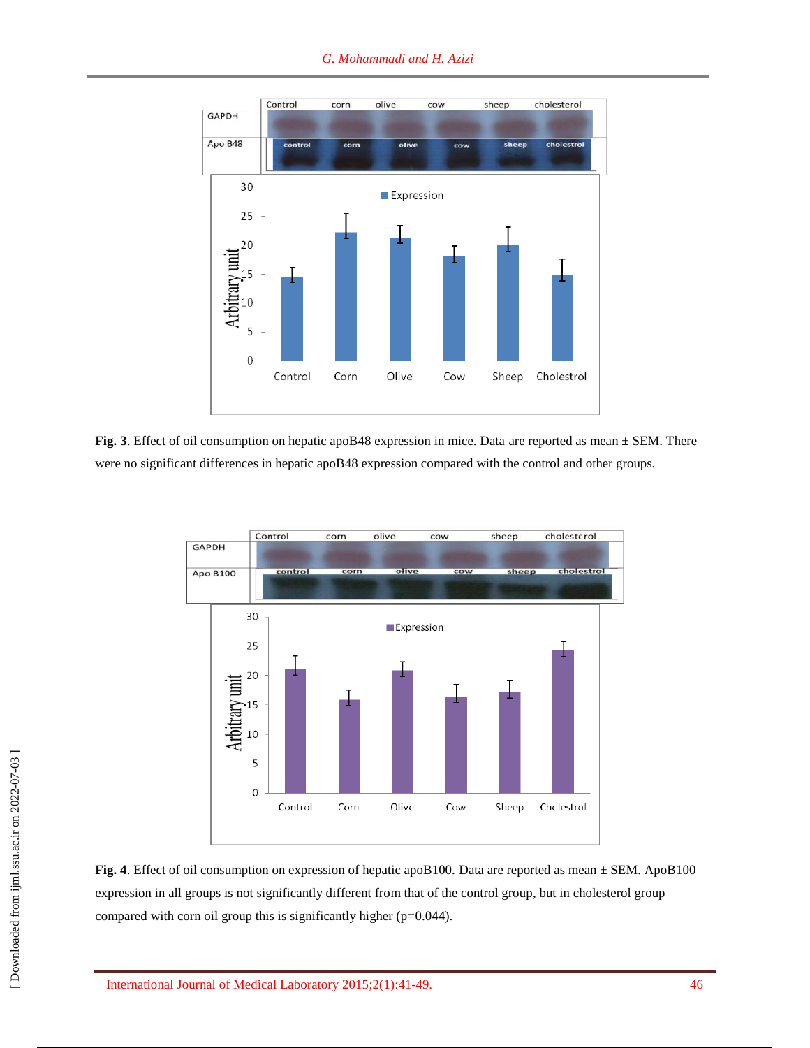**Fig. 3**. Effect of oil consumption on hepatic apoB48 expression in mice. Data are reported as mean ± SEM. There were no significant differences in hepatic apoB48 expression compared with the control and other groups.

**Fig. 4**. Effect of oil consumption on expression of hepatic apoB100. Data are reported as mean ± SEM. ApoB100 expression in all groups is not significantly different from that of the control group, but in cholesterol group compared with corn oil group this is significantly higher (p=0.044).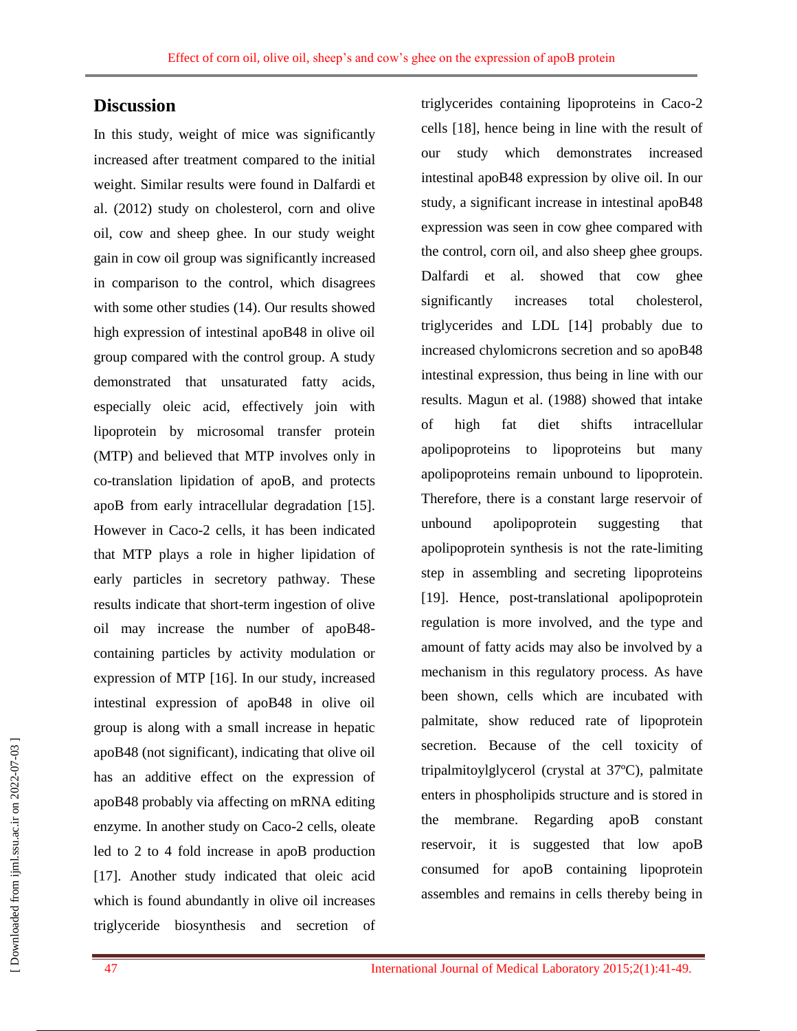## Discussion

In this study, weight of mice was significantly increased after treatment compared to the initial weight. Similar results were found in Dalfardi et al. (2012) study on cholesterol, corn and olive oil, cow and sheep ghee. In our study weight gain in cow oil group was significantly increased in comparison to the control, which disagrees with some other studies (14). Our results showed high expression of intestinal apoB48 in olive oil group compared with the control group. A study demonstrated that unsaturated fatty acids, especially oleic acid, effectively join with lipoprotein by microsomal transfer protein (MTP) and believed that MTP involves only in co-translation lipidation of apoB, and protects apoB from early intracellular degradation [15]. However in Caco-2 cells, it has been indicated that MTP plays a role in higher lipidation of early particles in secretory pathway. These results indicate that short-term ingestion of olive oil may increase the number of apoB48-containing particles by activity modulation or expression of MTP [16]. In our study, increased intestinal expression of apoB48 in olive oil group is along with a small increase in hepatic apoB48 (not significant), indicating that olive oil has an additive effect on the expression of apoB48 probably via affecting on mRNA editing enzyme. In another study on Caco-2 cells, oleate led to 2 to 4 fold increase in apoB production [17]. Another study indicated that oleic acid which is found abundantly in olive oil increases triglyceride biosynthesis and secretion of triglycerides containing lipoproteins in Caco-2 cells [18], hence being in line with the result of our study which demonstrates increased intestinal apoB48 expression by olive oil. In our study, a significant increase in intestinal apoB48 expression was seen in cow ghee compared with the control, corn oil, and also sheep ghee groups. Dalfardi et al. showed that cow ghee significantly increases total cholesterol, triglycerides and LDL [14] probably due to increased chylomicrons secretion and so apoB48 intestinal expression, thus being in line with our results. Magun et al. (1988) showed that intake of high fat diet shifts intracellular apolipoproteins to lipoproteins but many apolipoproteins remain unbound to lipoprotein. Therefore, there is a constant large reservoir of unbound apolipoprotein suggesting that apolipoprotein synthesis is not the rate-limiting step in assembling and secreting lipoproteins [19]. Hence, post-translational apolipoprotein regulation is more involved, and the type and amount of fatty acids may also be involved by a mechanism in this regulatory process. As have been shown, cells which are incubated with palmitate, show reduced rate of lipoprotein secretion. Because of the cell toxicity of tripalmitoylglycerol (crystal at 37ºC), palmitate enters in phospholipids structure and is stored in the membrane. Regarding apoB constant reservoir, it is suggested that low apoB consumed for apoB containing lipoprotein assembles and remains in cells thereby being in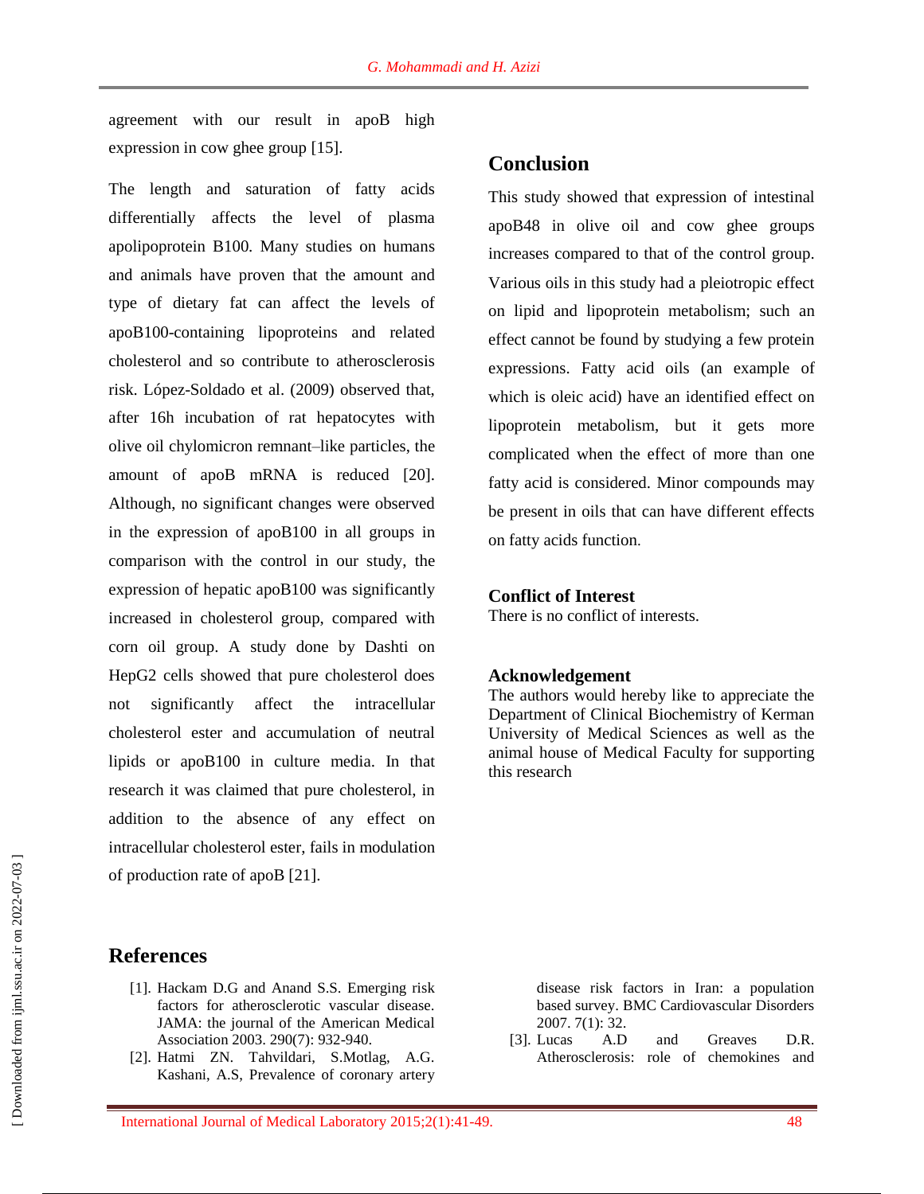agreement with our result in apoB high expression in cow ghee group [15].

The length and saturation of fatty acids differentially affects the level of plasma apolipoprotein B100. Many studies on humans and animals have proven that the amount and type of dietary fat can affect the levels of apoB100-containing lipoproteins and related cholesterol and so contribute to atherosclerosis risk. López-Soldado et al. (2009) observed that, after 16h incubation of rat hepatocytes with olive oil chylomicron remnant–like particles, the amount of apoB mRNA is reduced [20]. Although, no significant changes were observed in the expression of apoB100 in all groups in comparison with the control in our study, the expression of hepatic apoB100 was significantly increased in cholesterol group, compared with corn oil group. A study done by Dashti on HepG2 cells showed that pure cholesterol does not significantly affect the intracellular cholesterol ester and accumulation of neutral lipids or apoB100 in culture media. In that research it was claimed that pure cholesterol, in addition to the absence of any effect on intracellular cholesterol ester, fails in modulation of production rate of apoB [21].

## Conclusion

This study showed that expression of intestinal apoB48 in olive oil and cow ghee groups increases compared to that of the control group. Various oils in this study had a pleiotropic effect on lipid and lipoprotein metabolism; such an effect cannot be found by studying a few protein expressions. Fatty acid oils (an example of which is oleic acid) have an identified effect on lipoprotein metabolism, but it gets more complicated when the effect of more than one fatty acid is considered. Minor compounds may be present in oils that can have different effects on fatty acids function.

### Conflict of Interest

There is no conflict of interests.

### Acknowledgement

The authors would hereby like to appreciate the Department of Clinical Biochemistry of Kerman University of Medical Sciences as well as the animal house of Medical Faculty for supporting this research

## References

[1]. Hackam D.G and Anand S.S. Emerging risk factors for atherosclerotic vascular disease. JAMA: the journal of the American Medical Association 2003. 290(7): 932-940.

[2]. Hatmi ZN. Tahvildari, S.Motlag, A.G. Kashani, A.S, Prevalence of coronary artery disease risk factors in Iran: a population based survey. BMC Cardiovascular Disorders 2007. 7(1): 32.

[3]. Lucas A.D and Greaves D.R. Atherosclerosis: role of chemokines and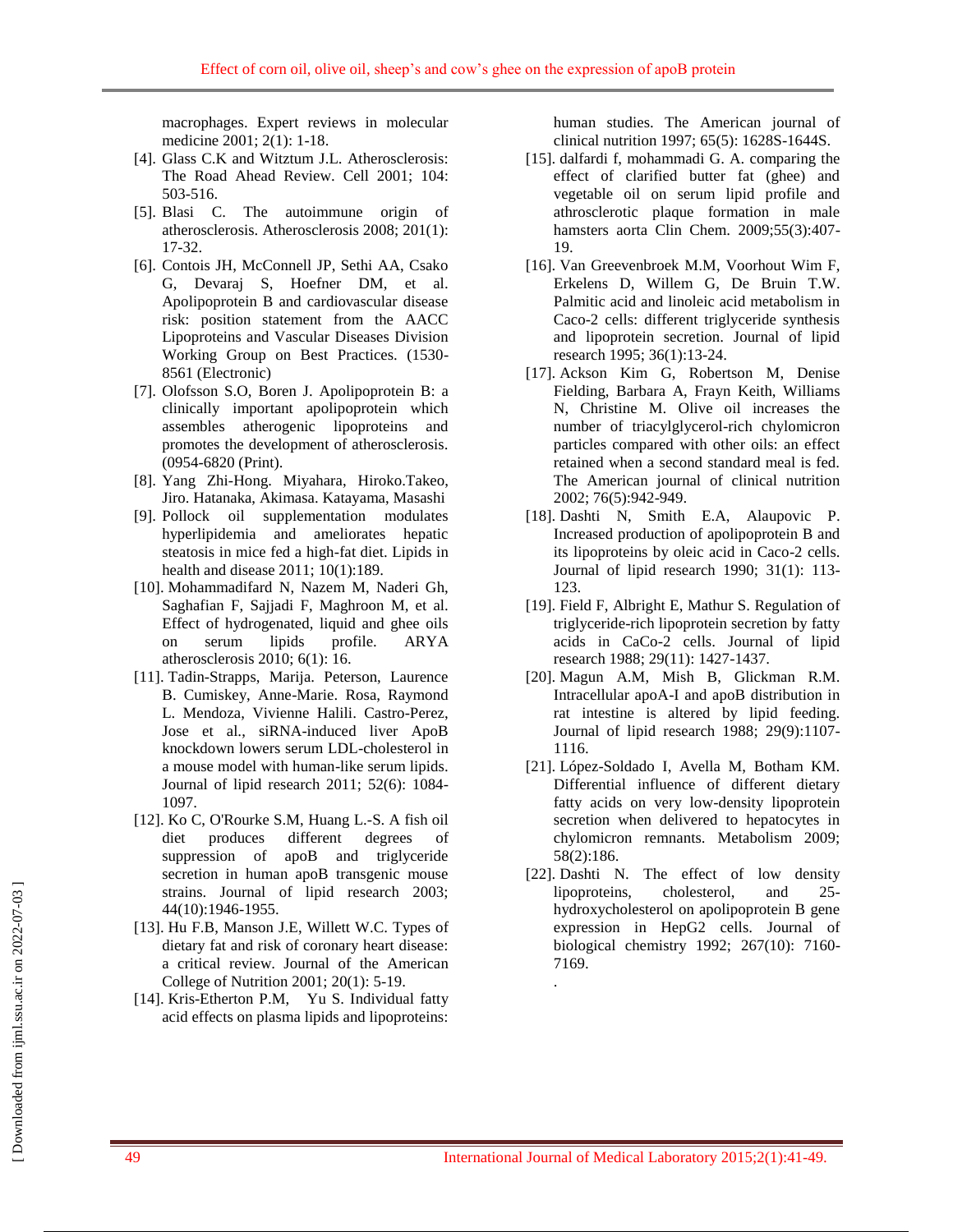macrophages. Expert reviews in molecular medicine 2001; 2(1): 1-18.

[4]. Glass C.K and Witztum J.L. Atherosclerosis: The Road Ahead Review. Cell 2001; 104: 503-516.

[5]. Blasi C. The autoimmune origin of atherosclerosis. Atherosclerosis 2008; 201(1): 17-32.

[6]. Contois JH, McConnell JP, Sethi AA, Csako G, Devaraj S, Hoefner DM, et al. Apolipoprotein B and cardiovascular disease risk: position statement from the AACC Lipoproteins and Vascular Diseases Division Working Group on Best Practices. (1530-8561 (Electronic)

[7]. Olofsson S.O, Boren J. Apolipoprotein B: a clinically important apolipoprotein which assembles atherogenic lipoproteins and promotes the development of atherosclerosis. (0954-6820 (Print).

[8]. Yang Zhi-Hong. Miyahara, Hiroko.Takeo, Jiro. Hatanaka, Akimasa. Katayama, Masashi

[9]. Pollock oil supplementation modulates hyperlipidemia and ameliorates hepatic steatosis in mice fed a high-fat diet. Lipids in health and disease 2011; 10(1):189.

[10]. Mohammadifard N, Nazem M, Naderi Gh, Saghafian F, Sajjadi F, Maghroon M, et al. Effect of hydrogenated, liquid and ghee oils on serum lipids profile. ARYA atherosclerosis 2010; 6(1): 16.

[11]. Tadin-Strapps, Marija. Peterson, Laurence B. Cumiskey, Anne-Marie. Rosa, Raymond L. Mendoza, Vivienne Halili. Castro-Perez, Jose et al., siRNA-induced liver ApoB knockdown lowers serum LDL-cholesterol in a mouse model with human-like serum lipids. Journal of lipid research 2011; 52(6): 1084-1097.

[12]. Ko C, O'Rourke S.M, Huang L.-S. A fish oil diet produces different degrees of suppression of apoB and triglyceride secretion in human apoB transgenic mouse strains. Journal of lipid research 2003; 44(10):1946-1955.

[13]. Hu F.B, Manson J.E, Willett W.C. Types of dietary fat and risk of coronary heart disease: a critical review. Journal of the American College of Nutrition 2001; 20(1): 5-19.

[14]. Kris-Etherton P.M, Yu S. Individual fatty acid effects on plasma lipids and lipoproteins: human studies. The American journal of clinical nutrition 1997; 65(5): 1628S-1644S.

[15]. dalfardi f, mohammadi G. A. comparing the effect of clarified butter fat (ghee) and vegetable oil on serum lipid profile and athrosclerotic plaque formation in male hamsters aorta Clin Chem. 2009;55(3):407-19.

[16]. Van Greevenbroek M.M, Voorhout Wim F, Erkelens D, Willem G, De Bruin T.W. Palmitic acid and linoleic acid metabolism in Caco-2 cells: different triglyceride synthesis and lipoprotein secretion. Journal of lipid research 1995; 36(1):13-24.

[17]. Ackson Kim G, Robertson M, Denise Fielding, Barbara A, Frayn Keith, Williams N, Christine M. Olive oil increases the number of triacylglycerol-rich chylomicron particles compared with other oils: an effect retained when a second standard meal is fed. The American journal of clinical nutrition 2002; 76(5):942-949.

[18]. Dashti N, Smith E.A, Alaupovic P. Increased production of apolipoprotein B and its lipoproteins by oleic acid in Caco-2 cells. Journal of lipid research 1990; 31(1): 113-123.

[19]. Field F, Albright E, Mathur S. Regulation of triglyceride-rich lipoprotein secretion by fatty acids in CaCo-2 cells. Journal of lipid research 1988; 29(11): 1427-1437.

[20]. Magun A.M, Mish B, Glickman R.M. Intracellular apoA-I and apoB distribution in rat intestine is altered by lipid feeding. Journal of lipid research 1988; 29(9):1107-1116.

[21]. López-Soldado I, Avella M, Botham KM. Differential influence of different dietary fatty acids on very low-density lipoprotein secretion when delivered to hepatocytes in chylomicron remnants. Metabolism 2009; 58(2):186.

[22]. Dashti N. The effect of low density lipoproteins, cholesterol, and 25-hydroxycholesterol on apolipoprotein B gene expression in HepG2 cells. Journal of biological chemistry 1992; 267(10): 7160-7169.